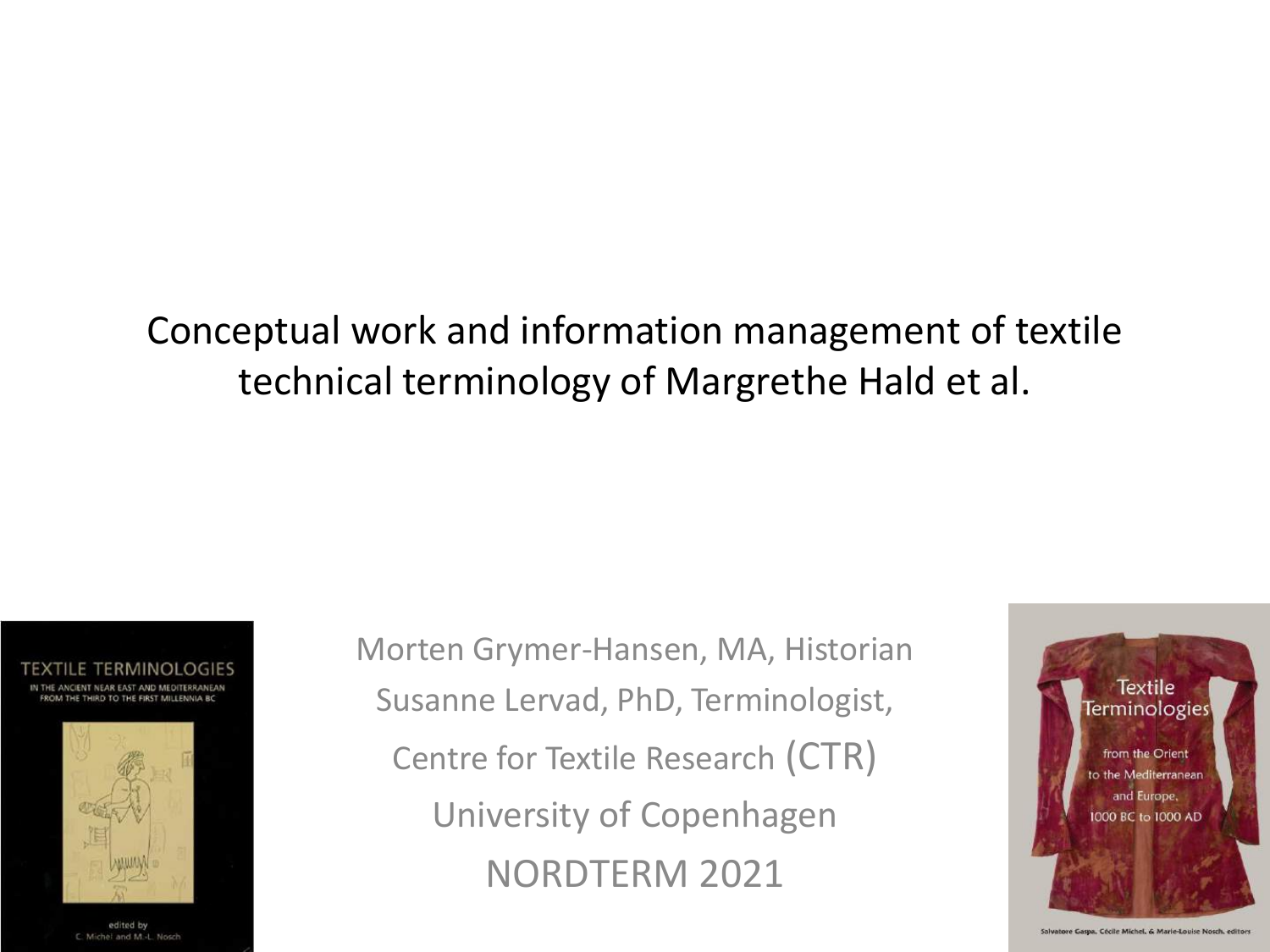# Conceptual work and information management of textile technical terminology of Margrethe Hald et al.

Morten Grymer-Hansen, MA, Historian

Susanne Lervad, PhD, Terminologist,

Centre for Textile Research (CTR)

University of Copenhagen

NORDTERM 2021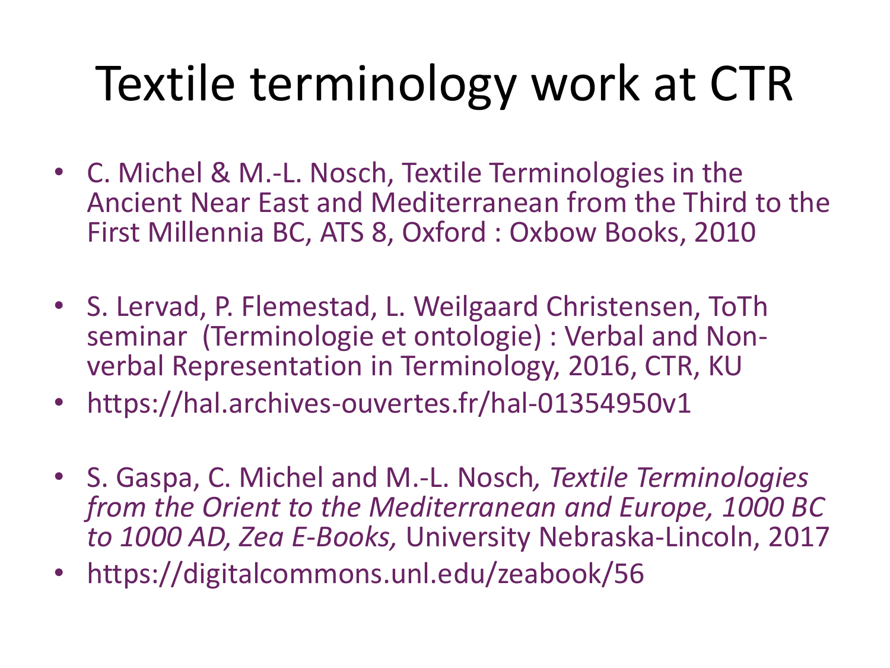# Textile terminology work at CTR

- C. Michel & M.-L. Nosch, Textile Terminologies in the Ancient Near East and Mediterranean from the Third to the First Millennia BC, ATS 8, Oxford : Oxbow Books, 2010

- S. Lervad, P. Flemestad, L. Weilgaard Christensen, ToTh seminar (Terminologie et ontologie) : Verbal and Non-verbal Representation in Terminology, 2016, CTR, KU
- https://hal.archives-ouvertes.fr/hal-01354950v1

- S. Gaspa, C. Michel and M.-L. Nosch*, Textile Terminologies from the Orient to the Mediterranean and Europe, 1000 BC to 1000 AD, Zea E-Books,* University Nebraska-Lincoln, 2017
- https://digitalcommons.unl.edu/zeabook/56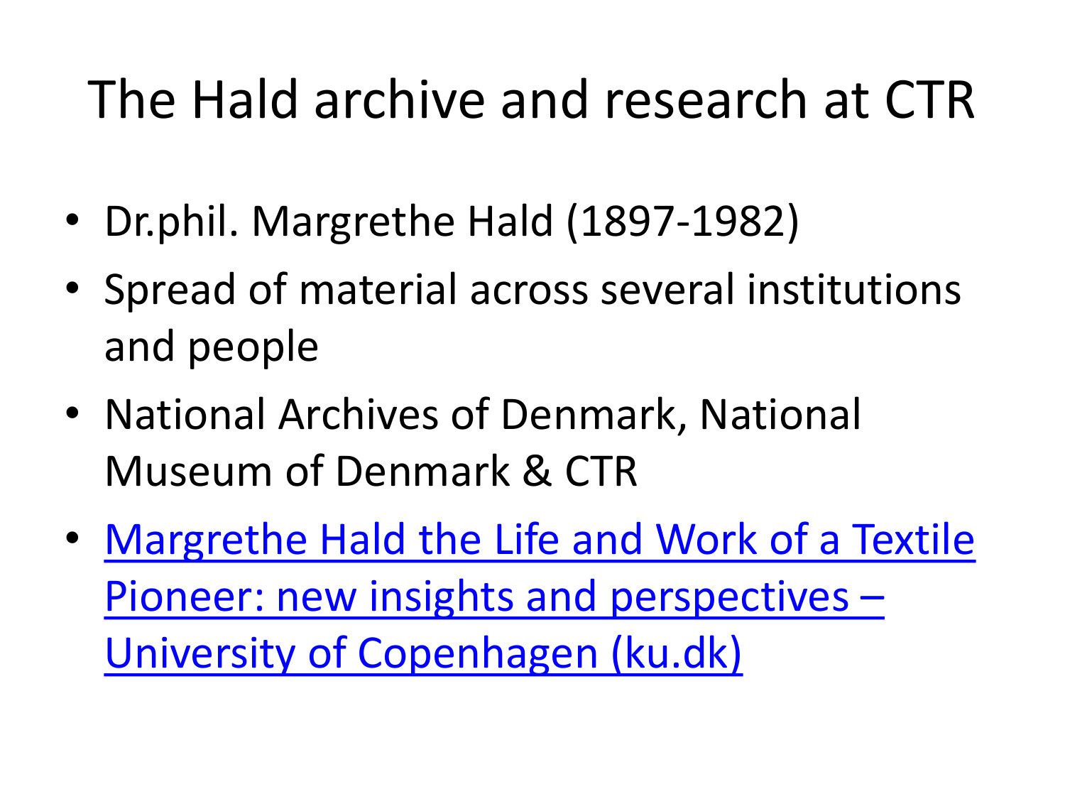# The Hald archive and research at CTR

- Dr.phil. Margrethe Hald (1897-1982)
- Spread of material across several institutions and people
- National Archives of Denmark, National Museum of Denmark & CTR
- Margrethe Hald the Life and Work of a Textile Pioneer: new insights and perspectives – University of Copenhagen (ku.dk)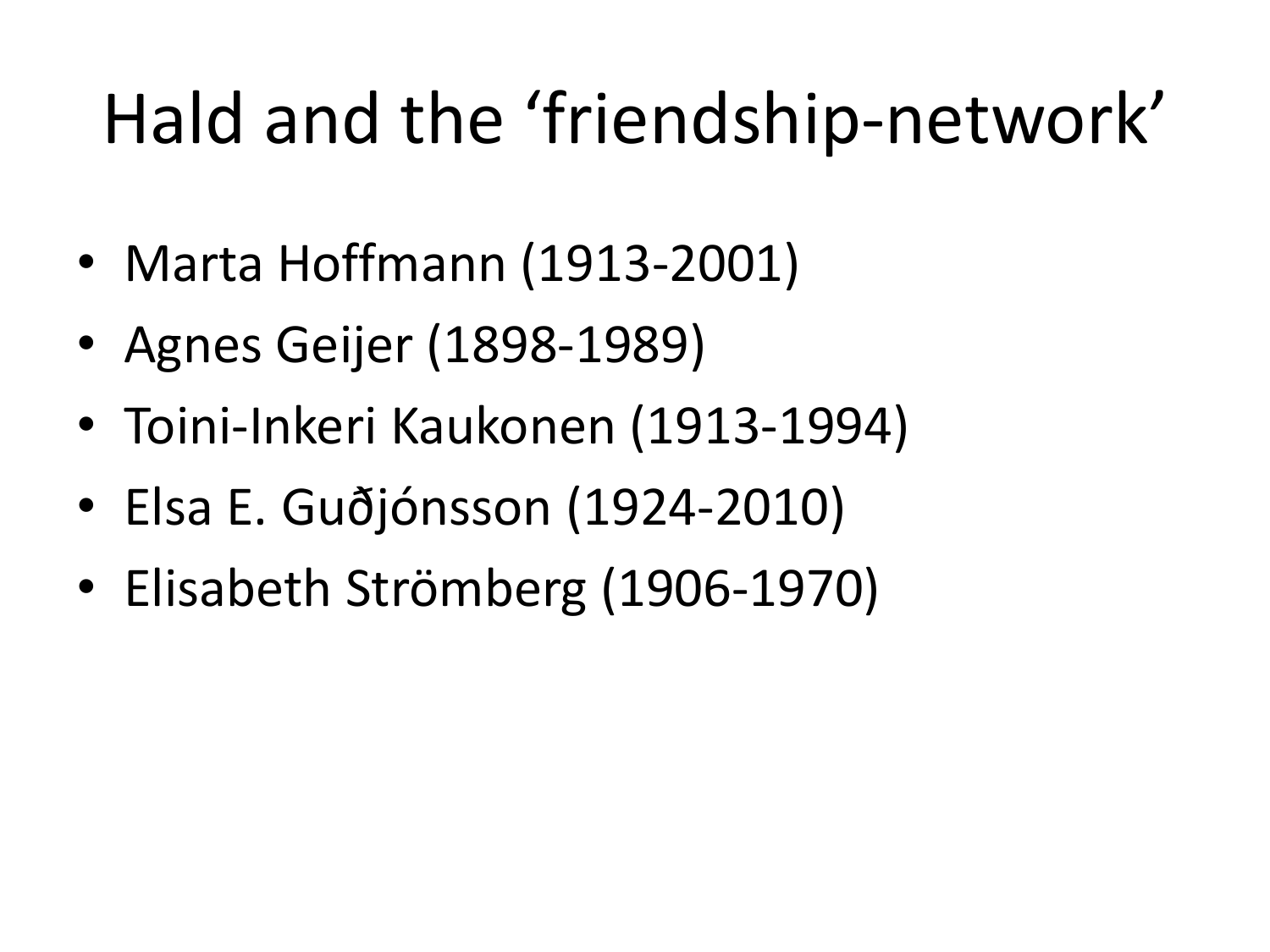# Hald and the ‘friendship-network’

- Marta Hoffmann (1913-2001)
- Agnes Geijer (1898-1989)
- Toini-Inkeri Kaukonen (1913-1994)
- Elsa E. Guðjónsson (1924-2010)
- Elisabeth Strömberg (1906-1970)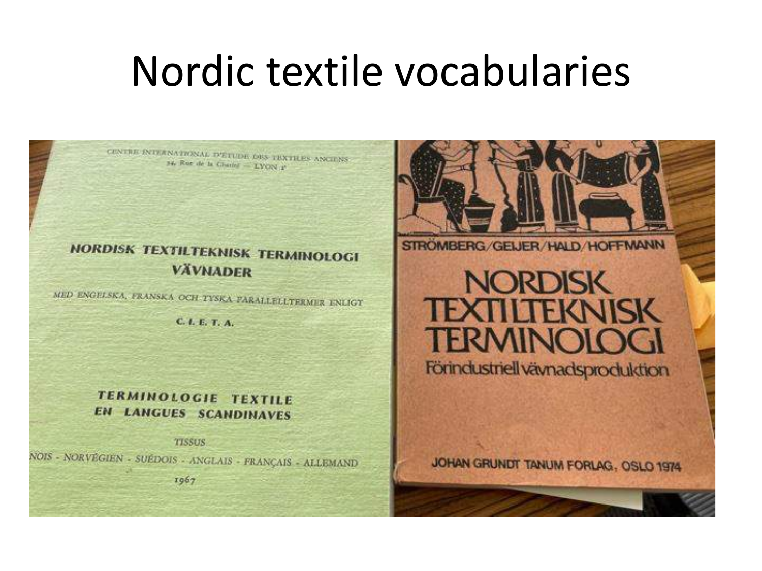# Nordic textile vocabularies

CENTRE INTERNATIONAL D'ETUDE DES TEXTILES ANCIENS
34, Rue de la Charité — LYON 2e

**NORDISK TEXTILTEKNISK TERMINOLOGI**
**VÄVNADER**

MED ENGELSKA, FRANSKA OCH TYSKA PARALLELLTERMER ENLIGT

**C. I. E. T. A.**

**TERMINOLOGIE TEXTILE**
**EN LANGUES SCANDINAVES**

TISSUS

NOIS - NORVÉGIEN - SUÉDOIS - ANGLAIS - FRANÇAIS - ALLEMAND

1967

STRÖMBERG/GEIJER/HALD/HOFFMANN

**NORDISK TEXTILTEKNISK TERMINOLOGI**

Förindustriell vävnadsproduktion

JOHAN GRUNDT TANUM FORLAG, OSLO 1974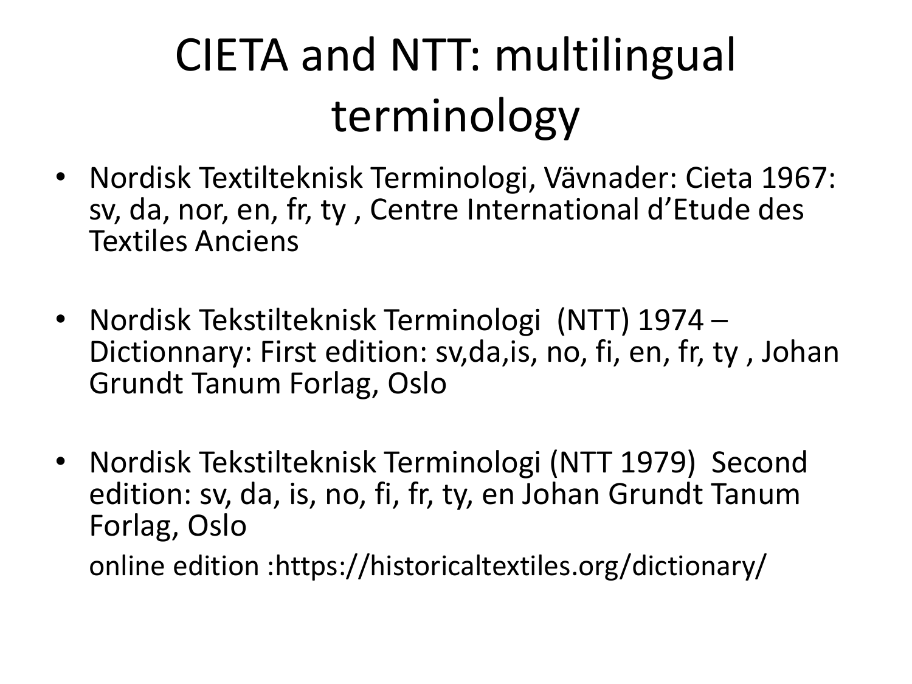# CIETA and NTT: multilingual terminology

- Nordisk Textilteknisk Terminologi, Vävnader: Cieta 1967: sv, da, nor, en, fr, ty , Centre International d'Etude des Textiles Anciens

- Nordisk Tekstilteknisk Terminologi (NTT) 1974 – Dictionnary: First edition: sv,da,is, no, fi, en, fr, ty , Johan Grundt Tanum Forlag, Oslo

- Nordisk Tekstilteknisk Terminologi (NTT 1979) Second edition: sv, da, is, no, fi, fr, ty, en Johan Grundt Tanum Forlag, Oslo

  online edition :https://historicaltextiles.org/dictionary/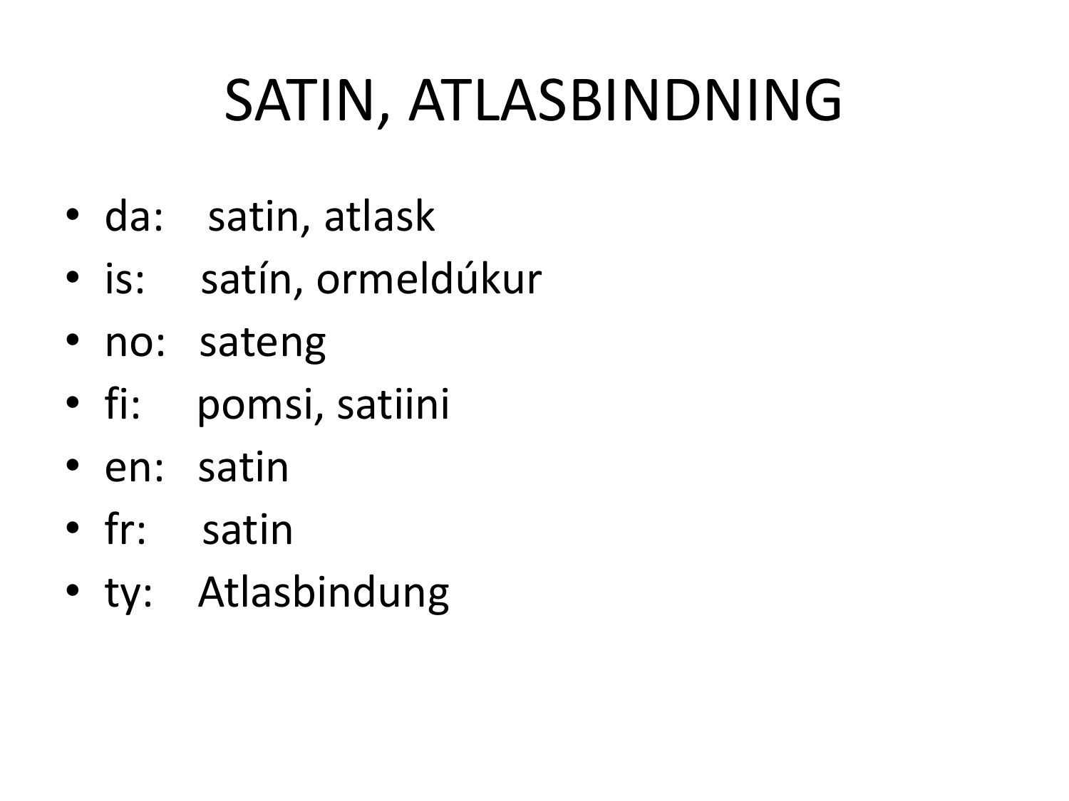# SATIN, ATLASBINDNING

- da: satin, atlask
- is: satín, ormeldúkur
- no: sateng
- fi: pomsi, satiini
- en: satin
- fr: satin
- ty: Atlasbindung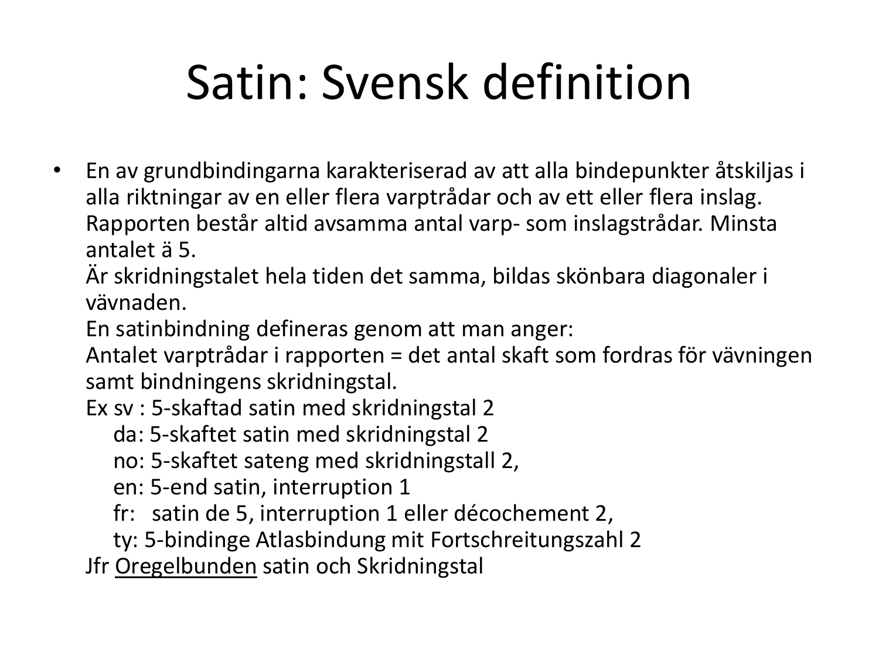# Satin: Svensk definition

- En av grundbindingarna karakteriserad av att alla bindepunkter åtskiljas i alla riktningar av en eller flera varptrådar och av ett eller flera inslag. Rapporten består altid avsamma antal varp- som inslagstrådar. Minsta antalet ä 5.
  Är skridningstalet hela tiden det samma, bildas skönbara diagonaler i vävnaden.
  En satinbindning defineras genom att man anger:
  Antalet varptrådar i rapporten = det antal skaft som fordras för vävningen samt bindningens skridningstal.
  Ex sv : 5-skaftad satin med skridningstal 2
  da: 5-skaftet satin med skridningstal 2
  no: 5-skaftet sateng med skridningstall 2,
  en: 5-end satin, interruption 1
  fr: satin de 5, interruption 1 eller décochement 2,
  ty: 5-bindinge Atlasbindung mit Fortschreitungszahl 2
  Jfr <u>Oregelbunden</u> satin och Skridningstal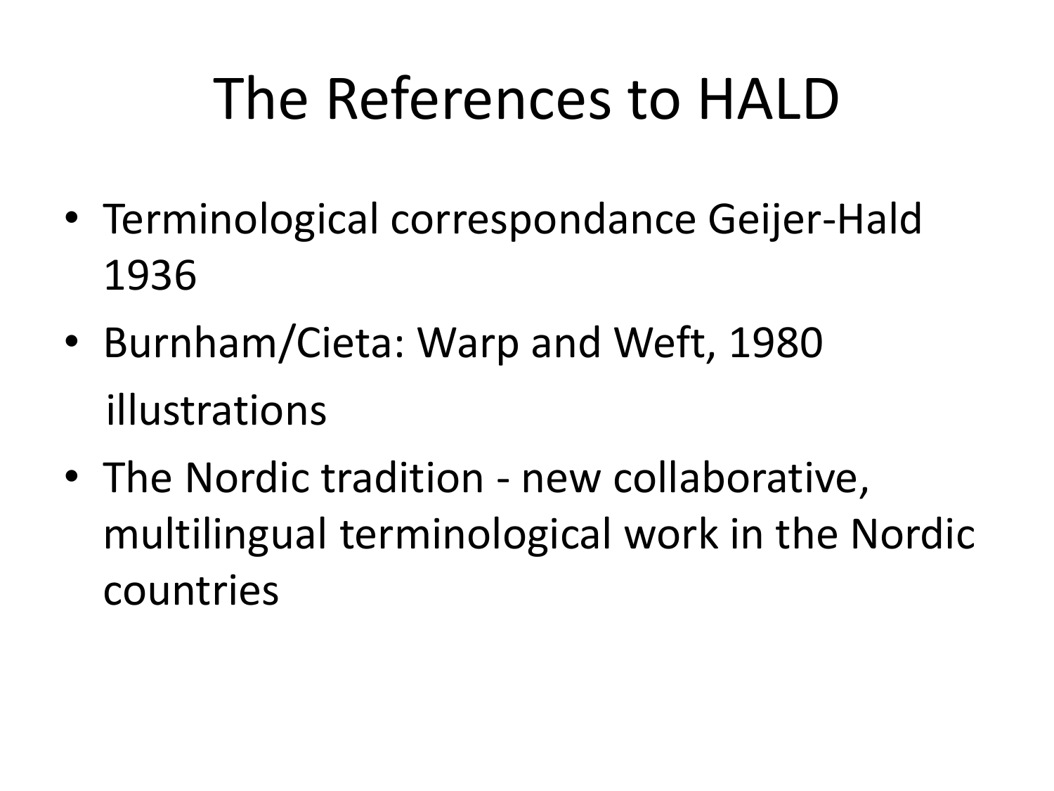# The References to HALD

- Terminological correspondance Geijer-Hald 1936
- Burnham/Cieta: Warp and Weft, 1980
  illustrations
- The Nordic tradition - new collaborative, multilingual terminological work in the Nordic countries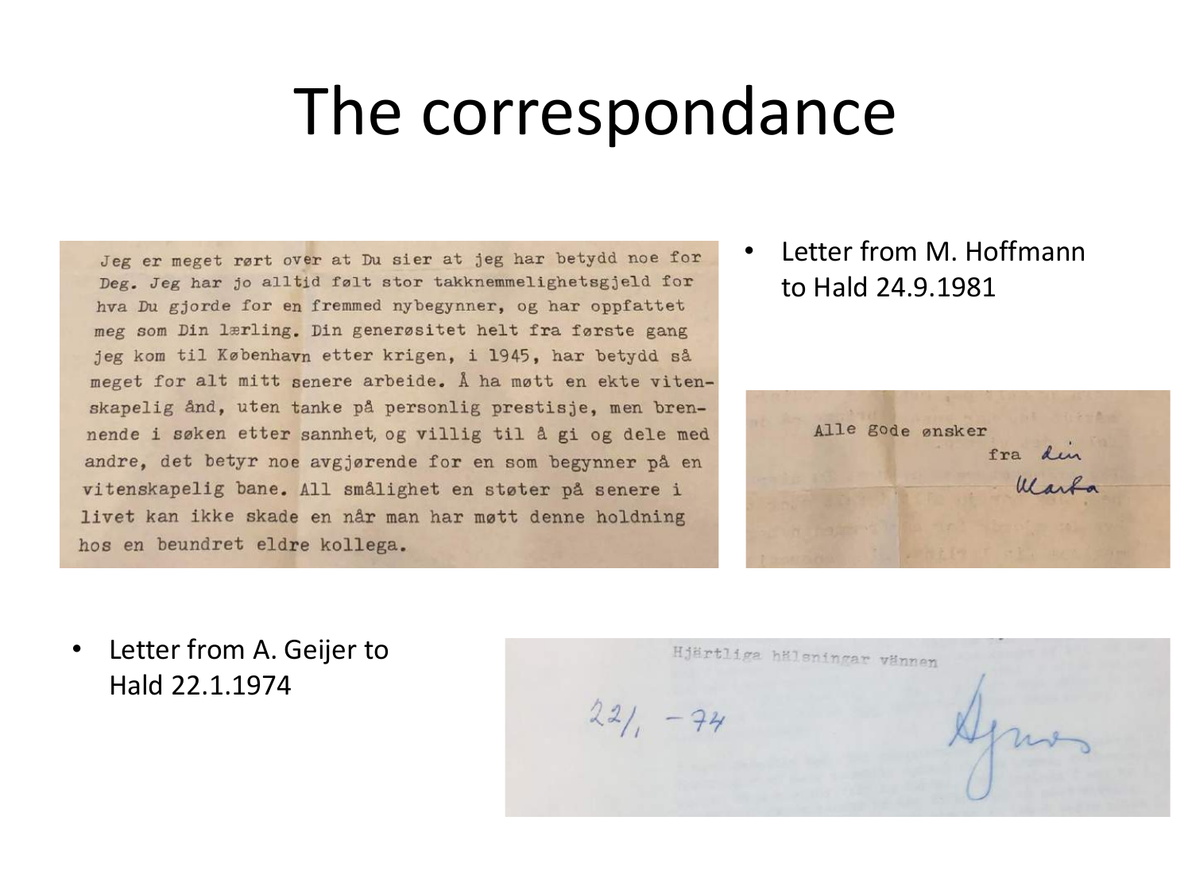# The correspondance

Jeg er meget rørt over at Du sier at jeg har betydd noe for Deg. Jeg har jo alltid følt stor takknemmelighetsgjeld for hva Du gjorde for en fremmed nybegynner, og har oppfattet meg som Din lærling. Din generøsitet helt fra første gang jeg kom til København etter krigen, i 1945, har betydd så meget for alt mitt senere arbeide. Å ha møtt en ekte vitenskapelig ånd, uten tanke på personlig prestisje, men brennende i søken etter sannhet, og villig til å gi og dele med andre, det betyr noe avgjørende for en som begynner på en vitenskapelig bane. All smålighet en støter på senere i livet kan ikke skade en når man har møtt denne holdning hos en beundret eldre kollega.

- Letter from M. Hoffmann to Hald 24.9.1981

Alle gode ønsker
fra din
Marta

- Letter from A. Geijer to Hald 22.1.1974

Hjärtliga hälsningar vännen

22/1 -74

Agnes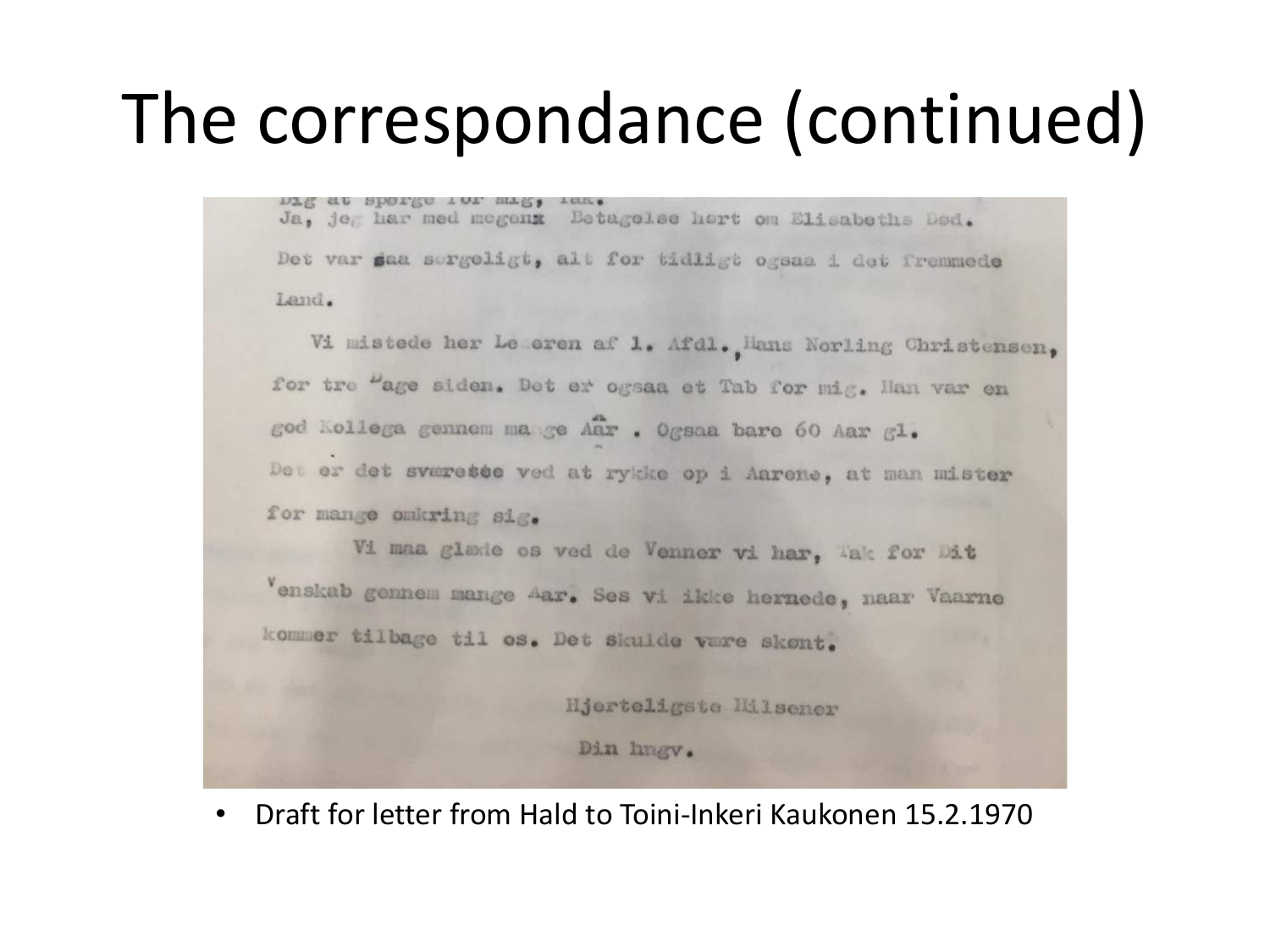# The correspondance (continued)

Dig at sporge for mig, Tak.
Ja, jeg har med megenx Betagelse hørt om Elisabeths Død.
Det var saa sørgeligt, alt for tidligt ogsaa i det fremmede
Land.

Vi mistede her Læreren af 1. Afdl., Hans Norling Christensen,
for tre Dage siden. Det er ogsaa et Tab for mig. Han var en
god Kollega gennem mange Aar . Ogsaa bare 60 Aar gl.
Det er det sværeste ved at rykke op i Aarene, at man mister
for mange omkring sig.

Vi maa glæde os ved de Venner vi har, Tak for Dit
Venskab gennem mange Aar. Ses vi ikke hernede, naar Vaarne
kommer tilbage til os. Det skulde være skønt.

Hjerteligste Hilsener
Din hngv.

- Draft for letter from Hald to Toini-Inkeri Kaukonen 15.2.1970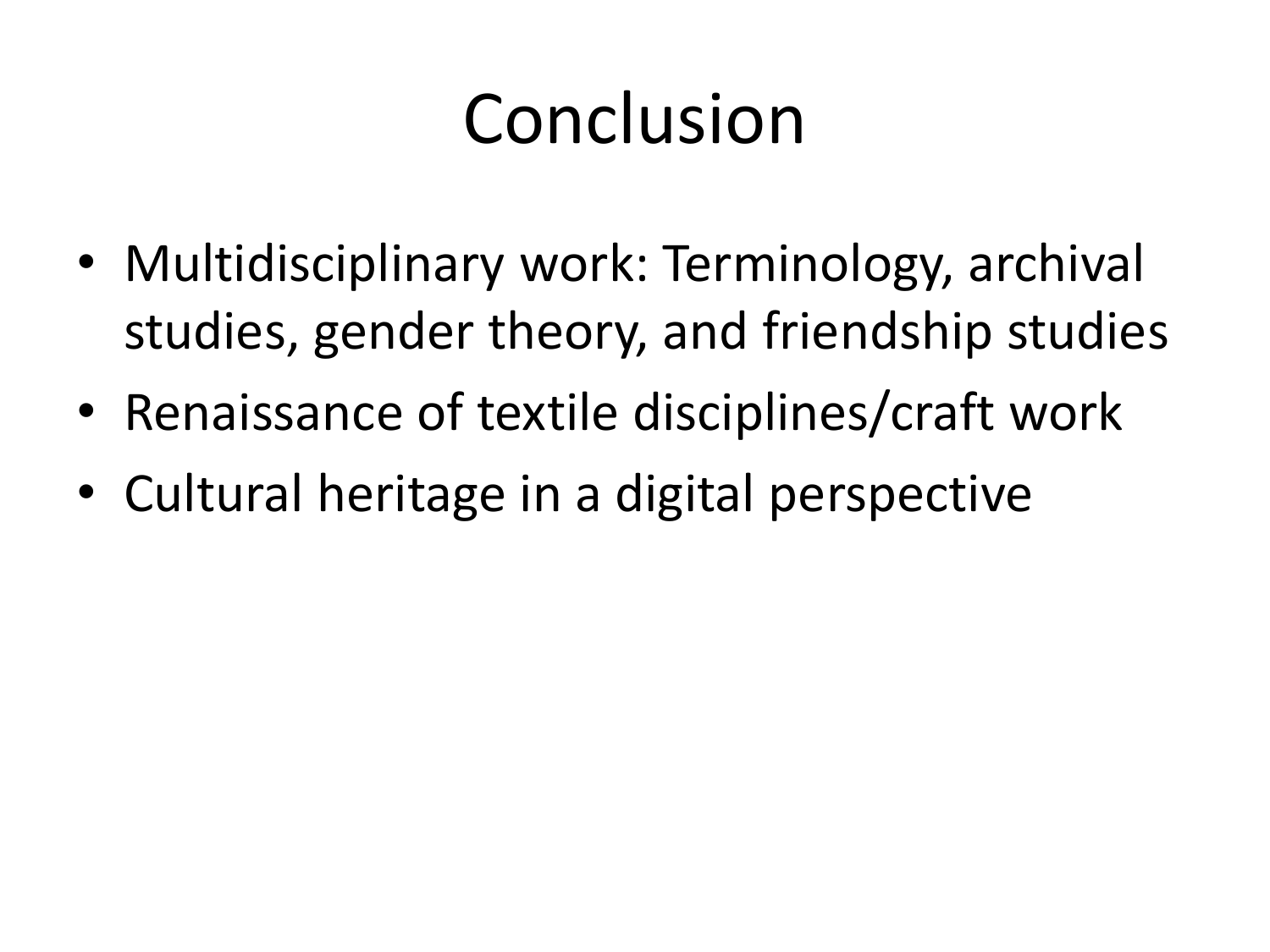# Conclusion

- Multidisciplinary work: Terminology, archival studies, gender theory, and friendship studies
- Renaissance of textile disciplines/craft work
- Cultural heritage in a digital perspective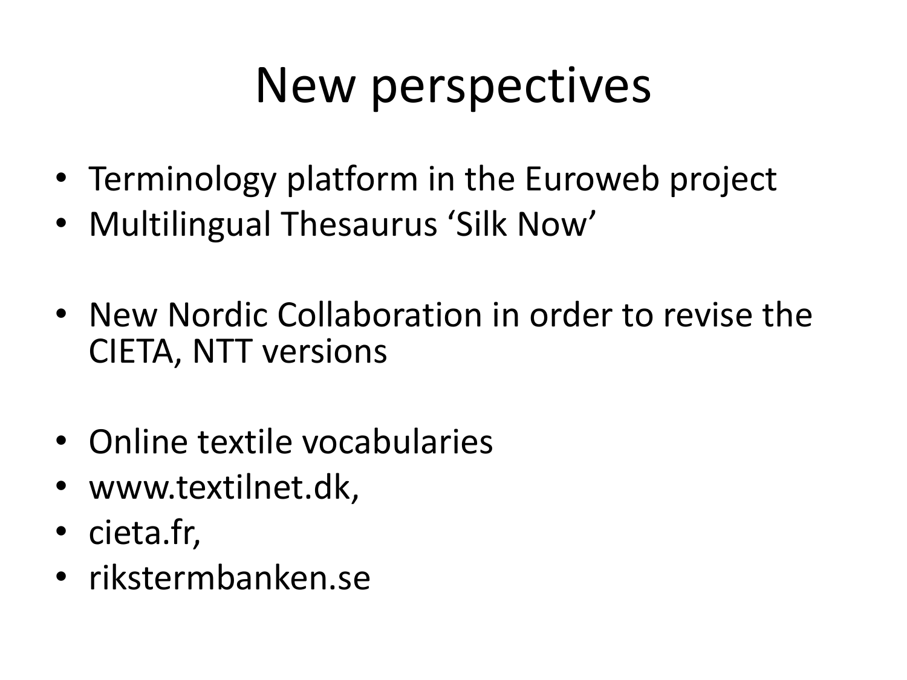# New perspectives

- Terminology platform in the Euroweb project
- Multilingual Thesaurus 'Silk Now'

- New Nordic Collaboration in order to revise the CIETA, NTT versions

- Online textile vocabularies
- www.textilnet.dk,
- cieta.fr,
- rikstermbanken.se